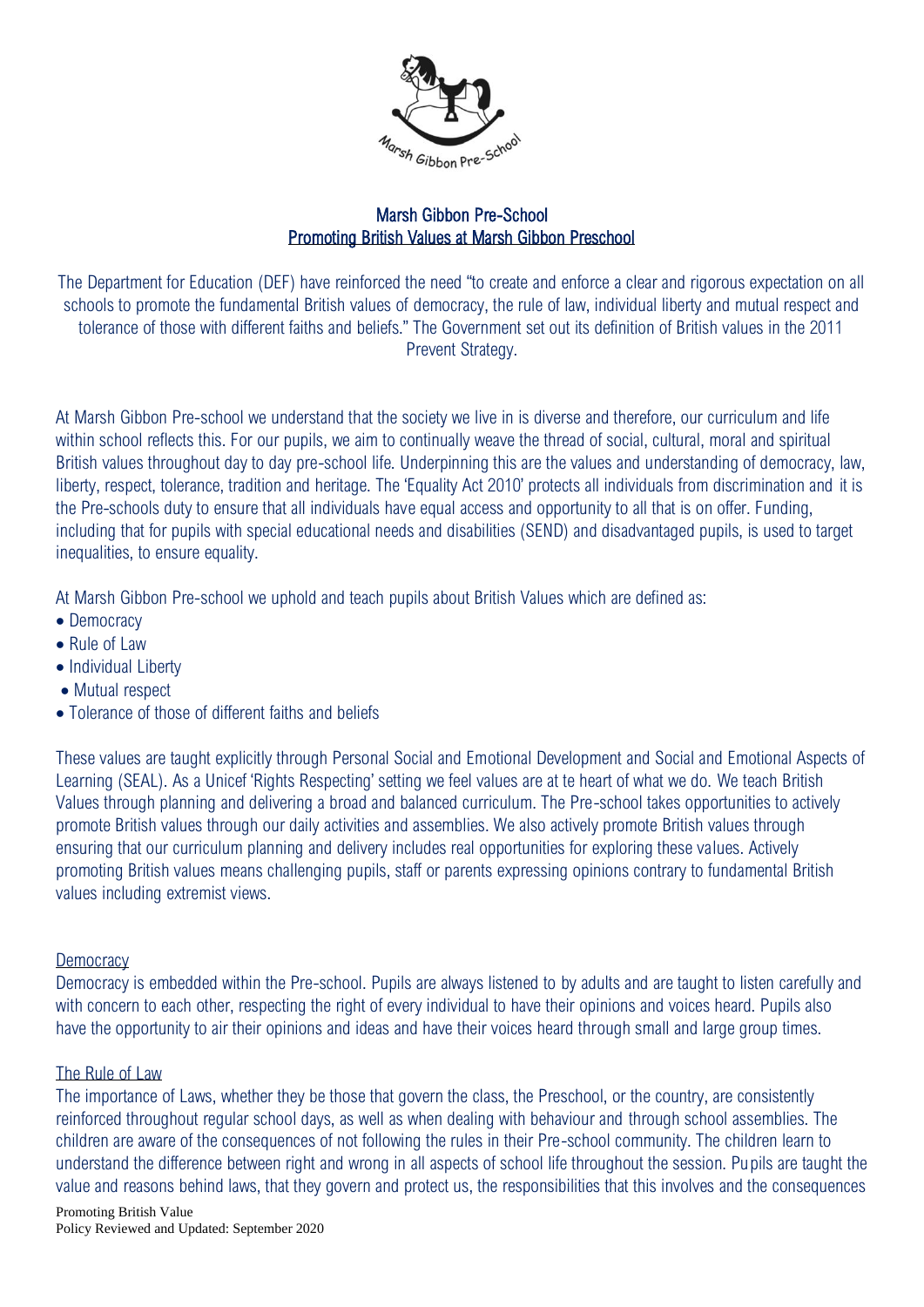# Marsh Gibbon Pre-School

## Promoting British Values at Marsh Gibbon Preschool

The Department for Education (DEF) have reinforced the need "to create and enforce a clear and rigorous expectation on all schools to promote the fundamental British values of democracy, the rule of law, individual liberty and mutual respect and tolerance of those with different faiths and beliefs." The Government set out its definition of British values in the 2011 Prevent Strategy.

At Marsh Gibbon Pre-school we understand that the society we live in is diverse and therefore, our curriculum and life within school reflects this. For our pupils, we aim to continually weave the thread of social, cultural, moral and spiritual British values throughout day to day pre-school life. Underpinning this are the values and understanding of democracy, law, liberty, respect, tolerance, tradition and heritage. The 'Equality Act 2010' protects all individuals from discrimination and it is the Pre-schools duty to ensure that all individuals have equal access and opportunity to all that is on offer. Funding, including that for pupils with special educational needs and disabilities (SEND) and disadvantaged pupils, is used to target inequalities, to ensure equality.

At Marsh Gibbon Pre-school we uphold and teach pupils about British Values which are defined as:

- Democracy
- Rule of Law
- Individual Liberty
- Mutual respect
- Tolerance of those of different faiths and beliefs

These values are taught explicitly through Personal Social and Emotional Development and Social and Emotional Aspects of Learning (SEAL). As a Unicef 'Rights Respecting' setting we feel values are at te heart of what we do. We teach British Values through planning and delivering a broad and balanced curriculum. The Pre-school takes opportunities to actively promote British values through our daily activities and assemblies. We also actively promote British values through ensuring that our curriculum planning and delivery includes real opportunities for exploring these values. Actively promoting British values means challenging pupils, staff or parents expressing opinions contrary to fundamental British values including extremist views.

### Democracy

Democracy is embedded within the Pre-school. Pupils are always listened to by adults and are taught to listen carefully and with concern to each other, respecting the right of every individual to have their opinions and voices heard. Pupils also have the opportunity to air their opinions and ideas and have their voices heard through small and large group times.

### The Rule of Law

The importance of Laws, whether they be those that govern the class, the Preschool, or the country, are consistently reinforced throughout regular school days, as well as when dealing with behaviour and through school assemblies. The children are aware of the consequences of not following the rules in their Pre-school community. The children learn to understand the difference between right and wrong in all aspects of school life throughout the session. Pupils are taught the value and reasons behind laws, that they govern and protect us, the responsibilities that this involves and the consequences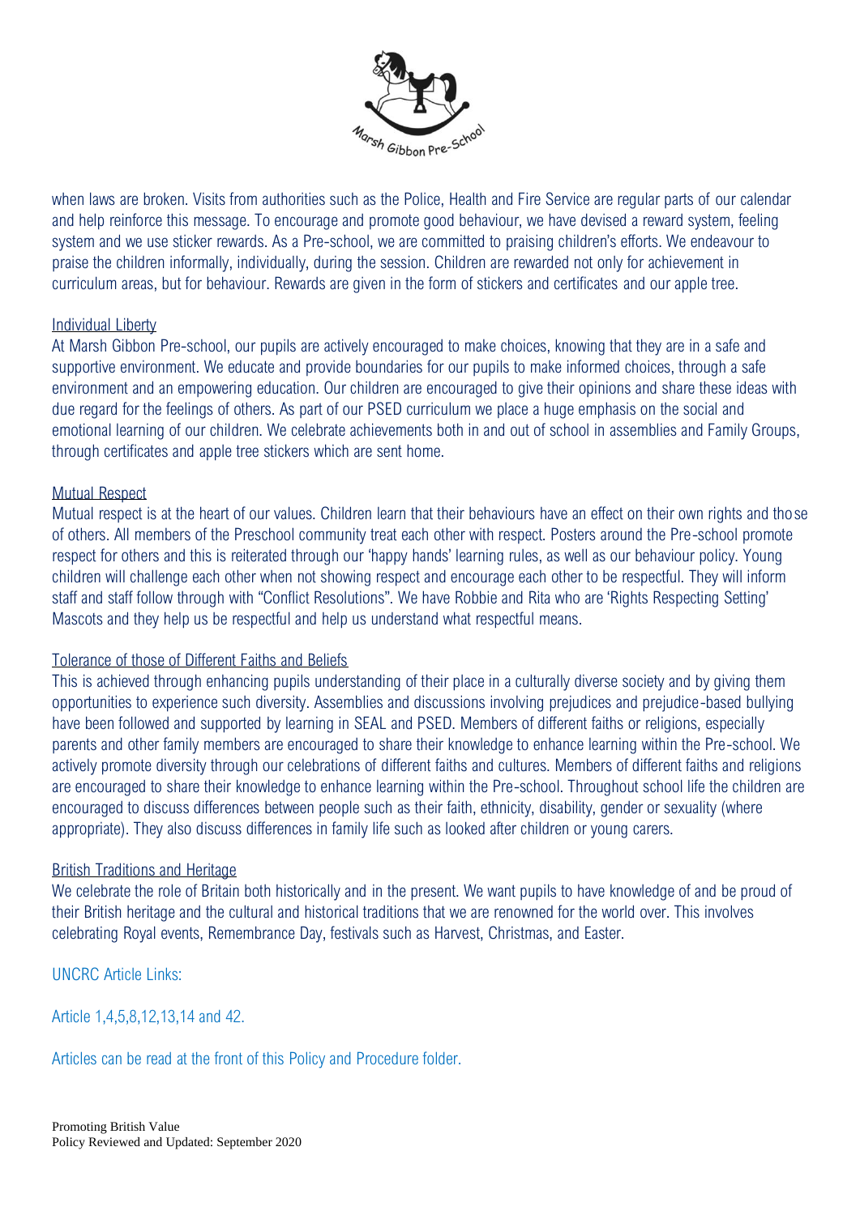when laws are broken. Visits from authorities such as the Police, Health and Fire Service are regular parts of our calendar and help reinforce this message. To encourage and promote good behaviour, we have devised a reward system, feeling system and we use sticker rewards. As a Pre-school, we are committed to praising children's efforts. We endeavour to praise the children informally, individually, during the session. Children are rewarded not only for achievement in curriculum areas, but for behaviour. Rewards are given in the form of stickers and certificates and our apple tree.

Individual Liberty

At Marsh Gibbon Pre-school, our pupils are actively encouraged to make choices, knowing that they are in a safe and supportive environment. We educate and provide boundaries for our pupils to make informed choices, through a safe environment and an empowering education. Our children are encouraged to give their opinions and share these ideas with due regard for the feelings of others. As part of our PSED curriculum we place a huge emphasis on the social and emotional learning of our children. We celebrate achievements both in and out of school in assemblies and Family Groups, through certificates and apple tree stickers which are sent home.

Mutual Respect

Mutual respect is at the heart of our values. Children learn that their behaviours have an effect on their own rights and those of others. All members of the Preschool community treat each other with respect. Posters around the Pre-school promote respect for others and this is reiterated through our 'happy hands' learning rules, as well as our behaviour policy. Young children will challenge each other when not showing respect and encourage each other to be respectful. They will inform staff and staff follow through with "Conflict Resolutions". We have Robbie and Rita who are 'Rights Respecting Setting' Mascots and they help us be respectful and help us understand what respectful means.

Tolerance of those of Different Faiths and Beliefs

This is achieved through enhancing pupils understanding of their place in a culturally diverse society and by giving them opportunities to experience such diversity. Assemblies and discussions involving prejudices and prejudice-based bullying have been followed and supported by learning in SEAL and PSED. Members of different faiths or religions, especially parents and other family members are encouraged to share their knowledge to enhance learning within the Pre-school. We actively promote diversity through our celebrations of different faiths and cultures. Members of different faiths and religions are encouraged to share their knowledge to enhance learning within the Pre-school. Throughout school life the children are encouraged to discuss differences between people such as their faith, ethnicity, disability, gender or sexuality (where appropriate). They also discuss differences in family life such as looked after children or young carers.

British Traditions and Heritage

We celebrate the role of Britain both historically and in the present. We want pupils to have knowledge of and be proud of their British heritage and the cultural and historical traditions that we are renowned for the world over. This involves celebrating Royal events, Remembrance Day, festivals such as Harvest, Christmas, and Easter.

UNCRC Article Links:

Article 1,4,5,8,12,13,14 and 42.

Articles can be read at the front of this Policy and Procedure folder.

Promoting British Value
Policy Reviewed and Updated: September 2020